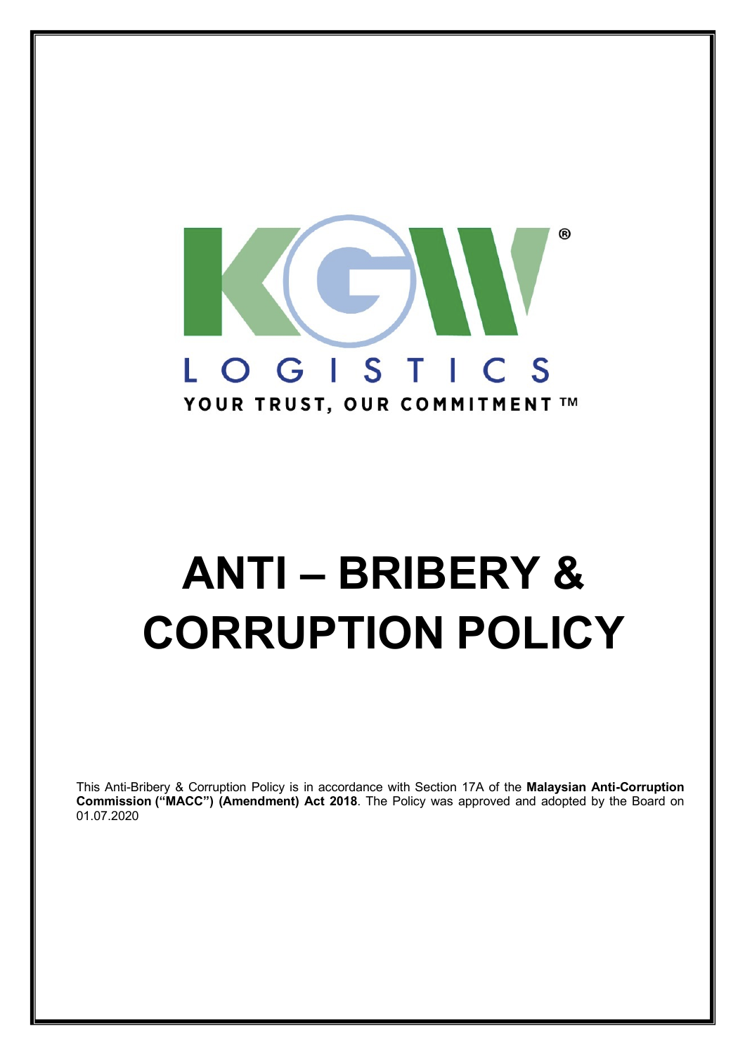KGW

LOGISTICS

YOUR TRUST, OUR COMMITMENT ™

# ANTI – BRIBERY & CORRUPTION POLICY

This Anti-Bribery & Corruption Policy is in accordance with Section 17A of the **Malaysian Anti-Corruption Commission ("MACC") (Amendment) Act 2018**. The Policy was approved and adopted by the Board on 01.07.2020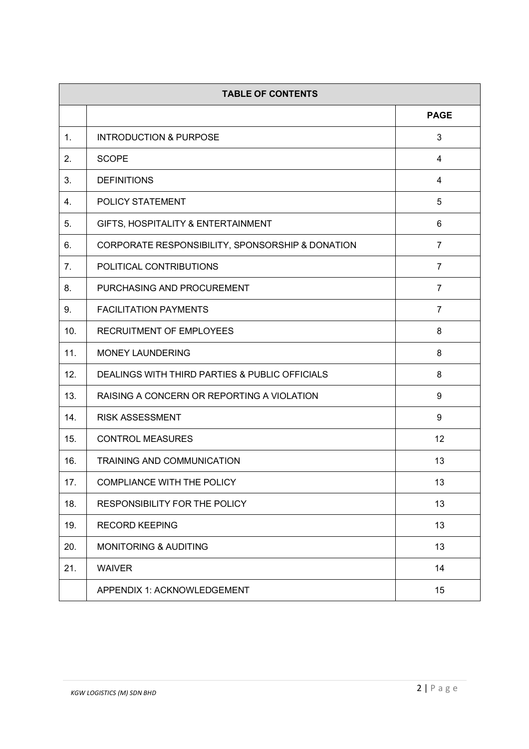| TABLE OF CONTENTS | | |
|---|---|---|
| | | **PAGE** |
| 1. | INTRODUCTION & PURPOSE | 3 |
| 2. | SCOPE | 4 |
| 3. | DEFINITIONS | 4 |
| 4. | POLICY STATEMENT | 5 |
| 5. | GIFTS, HOSPITALITY & ENTERTAINMENT | 6 |
| 6. | CORPORATE RESPONSIBILITY, SPONSORSHIP & DONATION | 7 |
| 7. | POLITICAL CONTRIBUTIONS | 7 |
| 8. | PURCHASING AND PROCUREMENT | 7 |
| 9. | FACILITATION PAYMENTS | 7 |
| 10. | RECRUITMENT OF EMPLOYEES | 8 |
| 11. | MONEY LAUNDERING | 8 |
| 12. | DEALINGS WITH THIRD PARTIES & PUBLIC OFFICIALS | 8 |
| 13. | RAISING A CONCERN OR REPORTING A VIOLATION | 9 |
| 14. | RISK ASSESSMENT | 9 |
| 15. | CONTROL MEASURES | 12 |
| 16. | TRAINING AND COMMUNICATION | 13 |
| 17. | COMPLIANCE WITH THE POLICY | 13 |
| 18. | RESPONSIBILITY FOR THE POLICY | 13 |
| 19. | RECORD KEEPING | 13 |
| 20. | MONITORING & AUDITING | 13 |
| 21. | WAIVER | 14 |
| | APPENDIX 1: ACKNOWLEDGEMENT | 15 |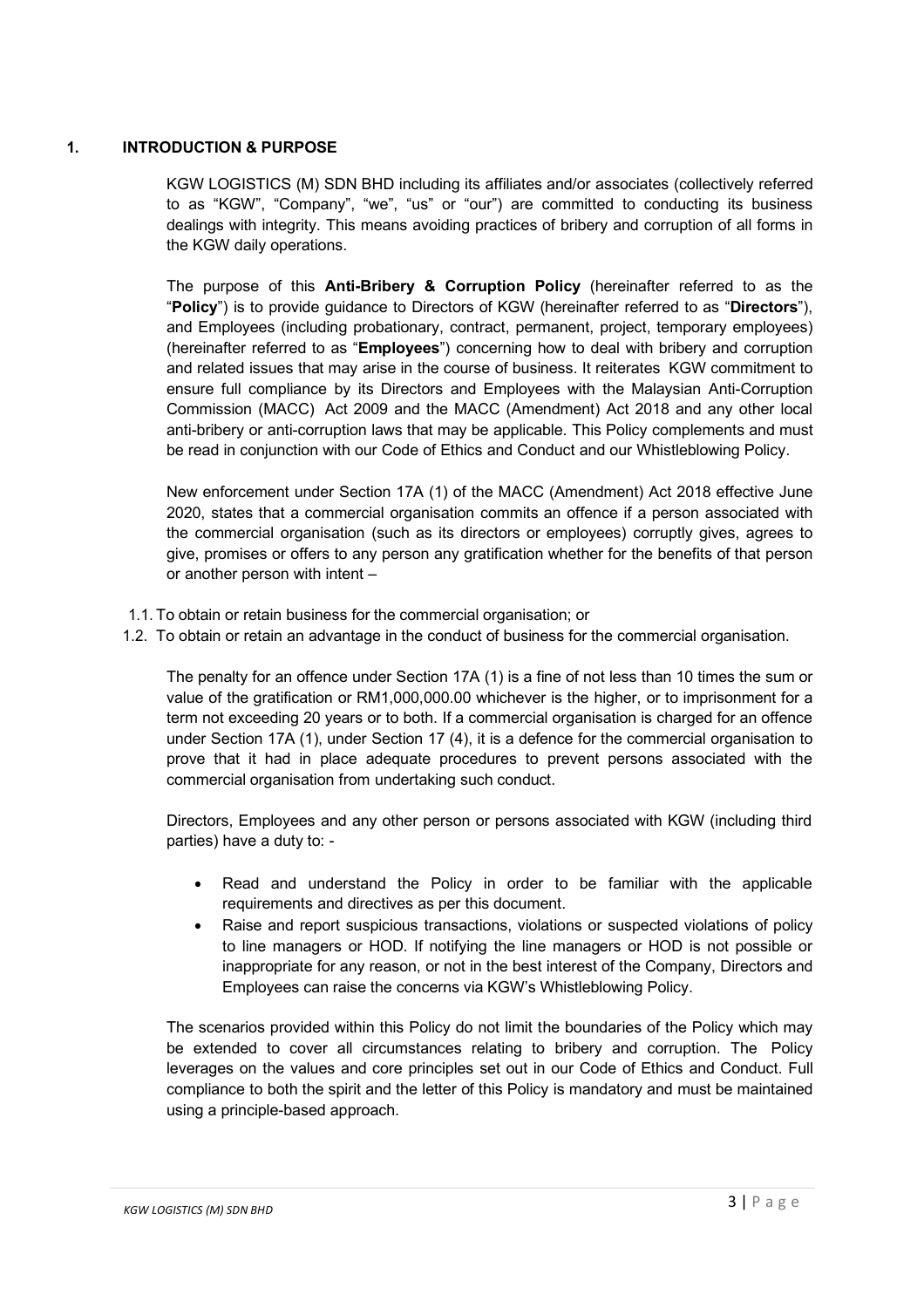## 1. INTRODUCTION & PURPOSE

KGW LOGISTICS (M) SDN BHD including its affiliates and/or associates (collectively referred to as "KGW", "Company", "we", "us" or "our") are committed to conducting its business dealings with integrity. This means avoiding practices of bribery and corruption of all forms in the KGW daily operations.

The purpose of this **Anti-Bribery & Corruption Policy** (hereinafter referred to as the "**Policy**") is to provide guidance to Directors of KGW (hereinafter referred to as "**Directors**"), and Employees (including probationary, contract, permanent, project, temporary employees) (hereinafter referred to as "**Employees**") concerning how to deal with bribery and corruption and related issues that may arise in the course of business. It reiterates KGW commitment to ensure full compliance by its Directors and Employees with the Malaysian Anti-Corruption Commission (MACC) Act 2009 and the MACC (Amendment) Act 2018 and any other local anti-bribery or anti-corruption laws that may be applicable. This Policy complements and must be read in conjunction with our Code of Ethics and Conduct and our Whistleblowing Policy.

New enforcement under Section 17A (1) of the MACC (Amendment) Act 2018 effective June 2020, states that a commercial organisation commits an offence if a person associated with the commercial organisation (such as its directors or employees) corruptly gives, agrees to give, promises or offers to any person any gratification whether for the benefits of that person or another person with intent –

1.1. To obtain or retain business for the commercial organisation; or
1.2. To obtain or retain an advantage in the conduct of business for the commercial organisation.

The penalty for an offence under Section 17A (1) is a fine of not less than 10 times the sum or value of the gratification or RM1,000,000.00 whichever is the higher, or to imprisonment for a term not exceeding 20 years or to both. If a commercial organisation is charged for an offence under Section 17A (1), under Section 17 (4), it is a defence for the commercial organisation to prove that it had in place adequate procedures to prevent persons associated with the commercial organisation from undertaking such conduct.

Directors, Employees and any other person or persons associated with KGW (including third parties) have a duty to: -

- Read and understand the Policy in order to be familiar with the applicable requirements and directives as per this document.
- Raise and report suspicious transactions, violations or suspected violations of policy to line managers or HOD. If notifying the line managers or HOD is not possible or inappropriate for any reason, or not in the best interest of the Company, Directors and Employees can raise the concerns via KGW's Whistleblowing Policy.

The scenarios provided within this Policy do not limit the boundaries of the Policy which may be extended to cover all circumstances relating to bribery and corruption. The Policy leverages on the values and core principles set out in our Code of Ethics and Conduct. Full compliance to both the spirit and the letter of this Policy is mandatory and must be maintained using a principle-based approach.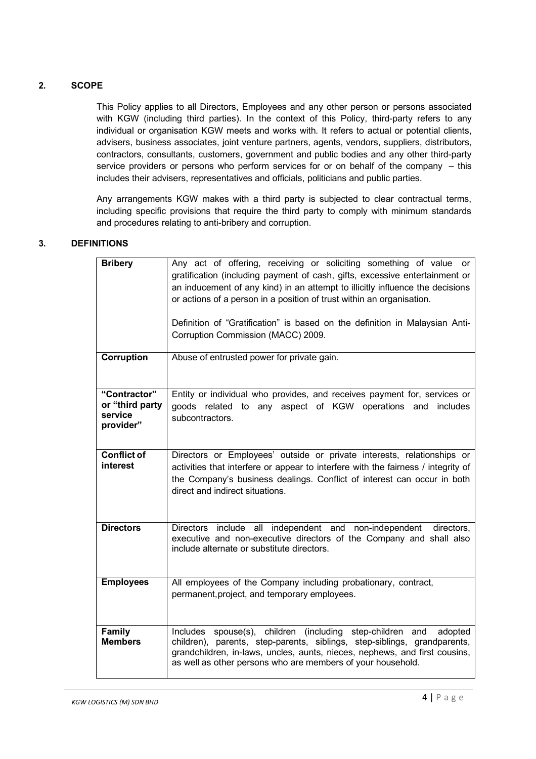## 2. SCOPE

This Policy applies to all Directors, Employees and any other person or persons associated with KGW (including third parties). In the context of this Policy, third-party refers to any individual or organisation KGW meets and works with. It refers to actual or potential clients, advisers, business associates, joint venture partners, agents, vendors, suppliers, distributors, contractors, consultants, customers, government and public bodies and any other third-party service providers or persons who perform services for or on behalf of the company – this includes their advisers, representatives and officials, politicians and public parties.

Any arrangements KGW makes with a third party is subjected to clear contractual terms, including specific provisions that require the third party to comply with minimum standards and procedures relating to anti-bribery and corruption.

## 3. DEFINITIONS

| | |
|---|---|
| **Bribery** | Any act of offering, receiving or soliciting something of value or gratification (including payment of cash, gifts, excessive entertainment or an inducement of any kind) in an attempt to illicitly influence the decisions or actions of a person in a position of trust within an organisation.<br><br>Definition of "Gratification" is based on the definition in Malaysian Anti-Corruption Commission (MACC) 2009. |
| **Corruption** | Abuse of entrusted power for private gain. |
| **"Contractor" or "third party service provider"** | Entity or individual who provides, and receives payment for, services or goods related to any aspect of KGW operations and includes subcontractors. |
| **Conflict of interest** | Directors or Employees' outside or private interests, relationships or activities that interfere or appear to interfere with the fairness / integrity of the Company's business dealings. Conflict of interest can occur in both direct and indirect situations. |
| **Directors** | Directors include all independent and non-independent directors, executive and non-executive directors of the Company and shall also include alternate or substitute directors. |
| **Employees** | All employees of the Company including probationary, contract, permanent,project, and temporary employees. |
| **Family Members** | Includes spouse(s), children (including step-children and adopted children), parents, step-parents, siblings, step-siblings, grandparents, grandchildren, in-laws, uncles, aunts, nieces, nephews, and first cousins, as well as other persons who are members of your household. |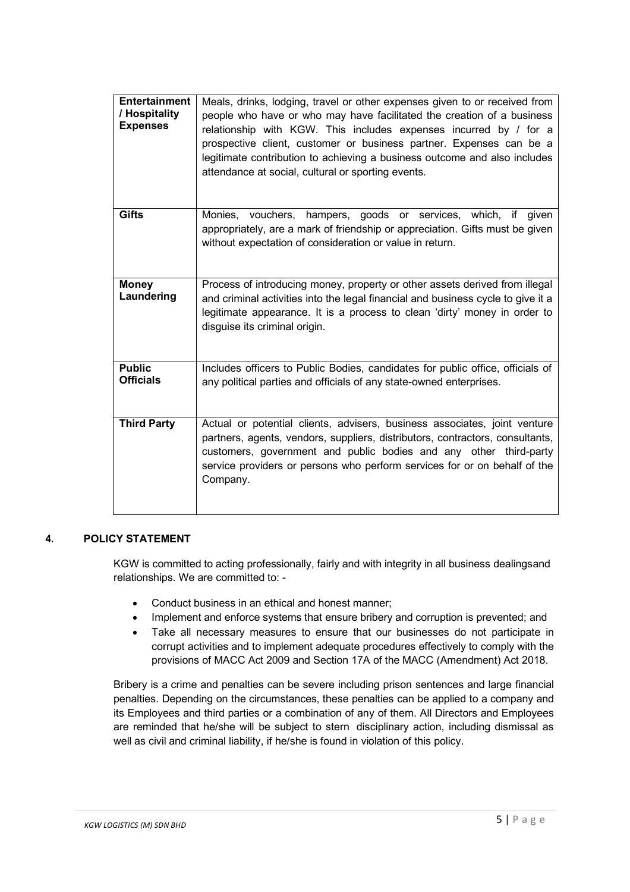| | |
|---|---|
| **Entertainment / Hospitality Expenses** | Meals, drinks, lodging, travel or other expenses given to or received from people who have or who may have facilitated the creation of a business relationship with KGW. This includes expenses incurred by / for a prospective client, customer or business partner. Expenses can be a legitimate contribution to achieving a business outcome and also includes attendance at social, cultural or sporting events. |
| **Gifts** | Monies, vouchers, hampers, goods or services, which, if given appropriately, are a mark of friendship or appreciation. Gifts must be given without expectation of consideration or value in return. |
| **Money Laundering** | Process of introducing money, property or other assets derived from illegal and criminal activities into the legal financial and business cycle to give it a legitimate appearance. It is a process to clean 'dirty' money in order to disguise its criminal origin. |
| **Public Officials** | Includes officers to Public Bodies, candidates for public office, officials of any political parties and officials of any state-owned enterprises. |
| **Third Party** | Actual or potential clients, advisers, business associates, joint venture partners, agents, vendors, suppliers, distributors, contractors, consultants, customers, government and public bodies and any other third-party service providers or persons who perform services for or on behalf of the Company. |

## 4. POLICY STATEMENT

KGW is committed to acting professionally, fairly and with integrity in all business dealingsand relationships. We are committed to: -

- Conduct business in an ethical and honest manner;
- Implement and enforce systems that ensure bribery and corruption is prevented; and
- Take all necessary measures to ensure that our businesses do not participate in corrupt activities and to implement adequate procedures effectively to comply with the provisions of MACC Act 2009 and Section 17A of the MACC (Amendment) Act 2018.

Bribery is a crime and penalties can be severe including prison sentences and large financial penalties. Depending on the circumstances, these penalties can be applied to a company and its Employees and third parties or a combination of any of them. All Directors and Employees are reminded that he/she will be subject to stern disciplinary action, including dismissal as well as civil and criminal liability, if he/she is found in violation of this policy.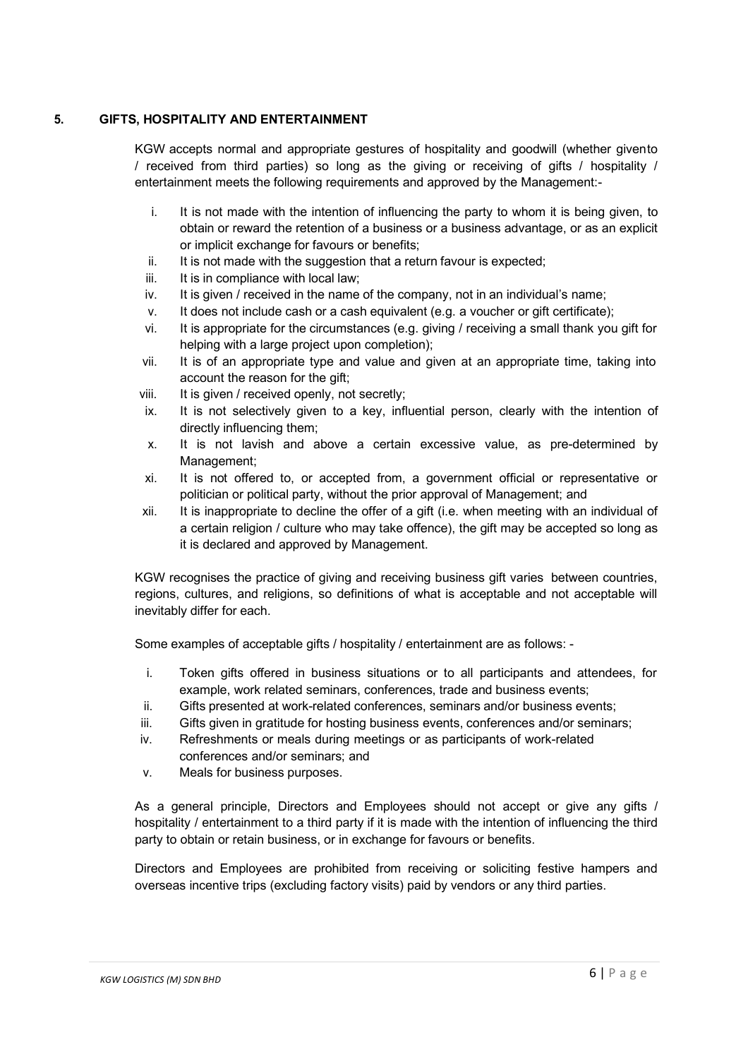## 5. GIFTS, HOSPITALITY AND ENTERTAINMENT

KGW accepts normal and appropriate gestures of hospitality and goodwill (whether givento / received from third parties) so long as the giving or receiving of gifts / hospitality / entertainment meets the following requirements and approved by the Management:-

i. It is not made with the intention of influencing the party to whom it is being given, to obtain or reward the retention of a business or a business advantage, or as an explicit or implicit exchange for favours or benefits;
ii. It is not made with the suggestion that a return favour is expected;
iii. It is in compliance with local law;
iv. It is given / received in the name of the company, not in an individual's name;
v. It does not include cash or a cash equivalent (e.g. a voucher or gift certificate);
vi. It is appropriate for the circumstances (e.g. giving / receiving a small thank you gift for helping with a large project upon completion);
vii. It is of an appropriate type and value and given at an appropriate time, taking into account the reason for the gift;
viii. It is given / received openly, not secretly;
ix. It is not selectively given to a key, influential person, clearly with the intention of directly influencing them;
x. It is not lavish and above a certain excessive value, as pre-determined by Management;
xi. It is not offered to, or accepted from, a government official or representative or politician or political party, without the prior approval of Management; and
xii. It is inappropriate to decline the offer of a gift (i.e. when meeting with an individual of a certain religion / culture who may take offence), the gift may be accepted so long as it is declared and approved by Management.

KGW recognises the practice of giving and receiving business gift varies between countries, regions, cultures, and religions, so definitions of what is acceptable and not acceptable will inevitably differ for each.

Some examples of acceptable gifts / hospitality / entertainment are as follows: -

i. Token gifts offered in business situations or to all participants and attendees, for example, work related seminars, conferences, trade and business events;
ii. Gifts presented at work-related conferences, seminars and/or business events;
iii. Gifts given in gratitude for hosting business events, conferences and/or seminars;
iv. Refreshments or meals during meetings or as participants of work-related conferences and/or seminars; and
v. Meals for business purposes.

As a general principle, Directors and Employees should not accept or give any gifts / hospitality / entertainment to a third party if it is made with the intention of influencing the third party to obtain or retain business, or in exchange for favours or benefits.

Directors and Employees are prohibited from receiving or soliciting festive hampers and overseas incentive trips (excluding factory visits) paid by vendors or any third parties.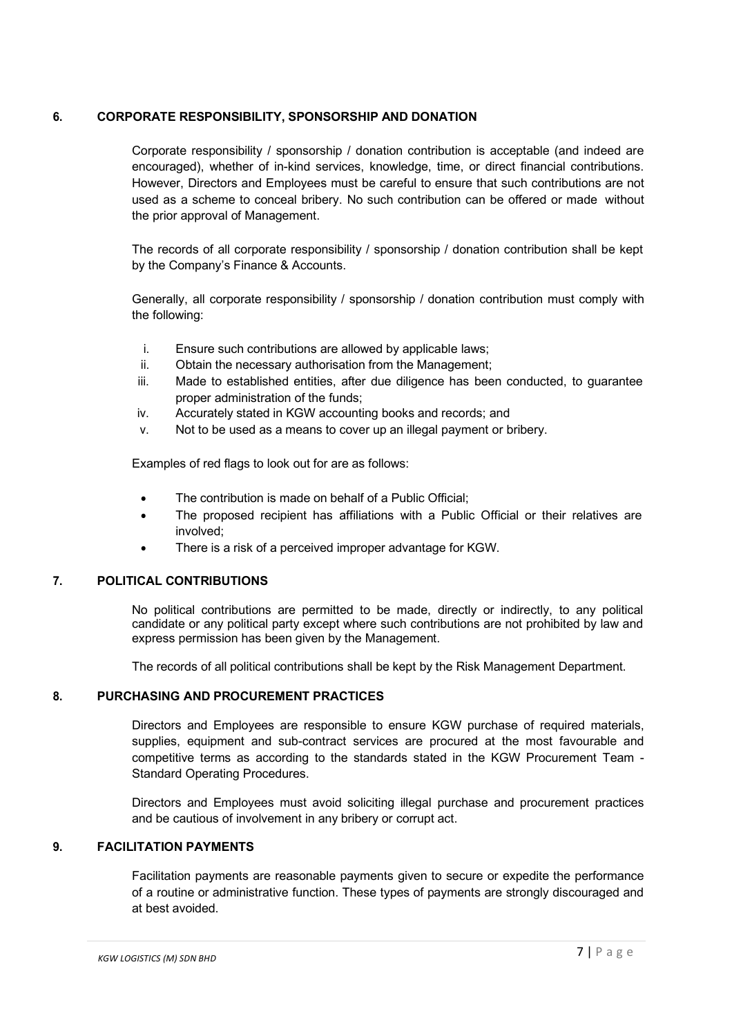## 6. CORPORATE RESPONSIBILITY, SPONSORSHIP AND DONATION

Corporate responsibility / sponsorship / donation contribution is acceptable (and indeed are encouraged), whether of in-kind services, knowledge, time, or direct financial contributions. However, Directors and Employees must be careful to ensure that such contributions are not used as a scheme to conceal bribery. No such contribution can be offered or made without the prior approval of Management.

The records of all corporate responsibility / sponsorship / donation contribution shall be kept by the Company's Finance & Accounts.

Generally, all corporate responsibility / sponsorship / donation contribution must comply with the following:

i. Ensure such contributions are allowed by applicable laws;
ii. Obtain the necessary authorisation from the Management;
iii. Made to established entities, after due diligence has been conducted, to guarantee proper administration of the funds;
iv. Accurately stated in KGW accounting books and records; and
v. Not to be used as a means to cover up an illegal payment or bribery.

Examples of red flags to look out for are as follows:

- The contribution is made on behalf of a Public Official;
- The proposed recipient has affiliations with a Public Official or their relatives are involved;
- There is a risk of a perceived improper advantage for KGW.

## 7. POLITICAL CONTRIBUTIONS

No political contributions are permitted to be made, directly or indirectly, to any political candidate or any political party except where such contributions are not prohibited by law and express permission has been given by the Management.

The records of all political contributions shall be kept by the Risk Management Department.

## 8. PURCHASING AND PROCUREMENT PRACTICES

Directors and Employees are responsible to ensure KGW purchase of required materials, supplies, equipment and sub-contract services are procured at the most favourable and competitive terms as according to the standards stated in the KGW Procurement Team - Standard Operating Procedures.

Directors and Employees must avoid soliciting illegal purchase and procurement practices and be cautious of involvement in any bribery or corrupt act.

## 9. FACILITATION PAYMENTS

Facilitation payments are reasonable payments given to secure or expedite the performance of a routine or administrative function. These types of payments are strongly discouraged and at best avoided.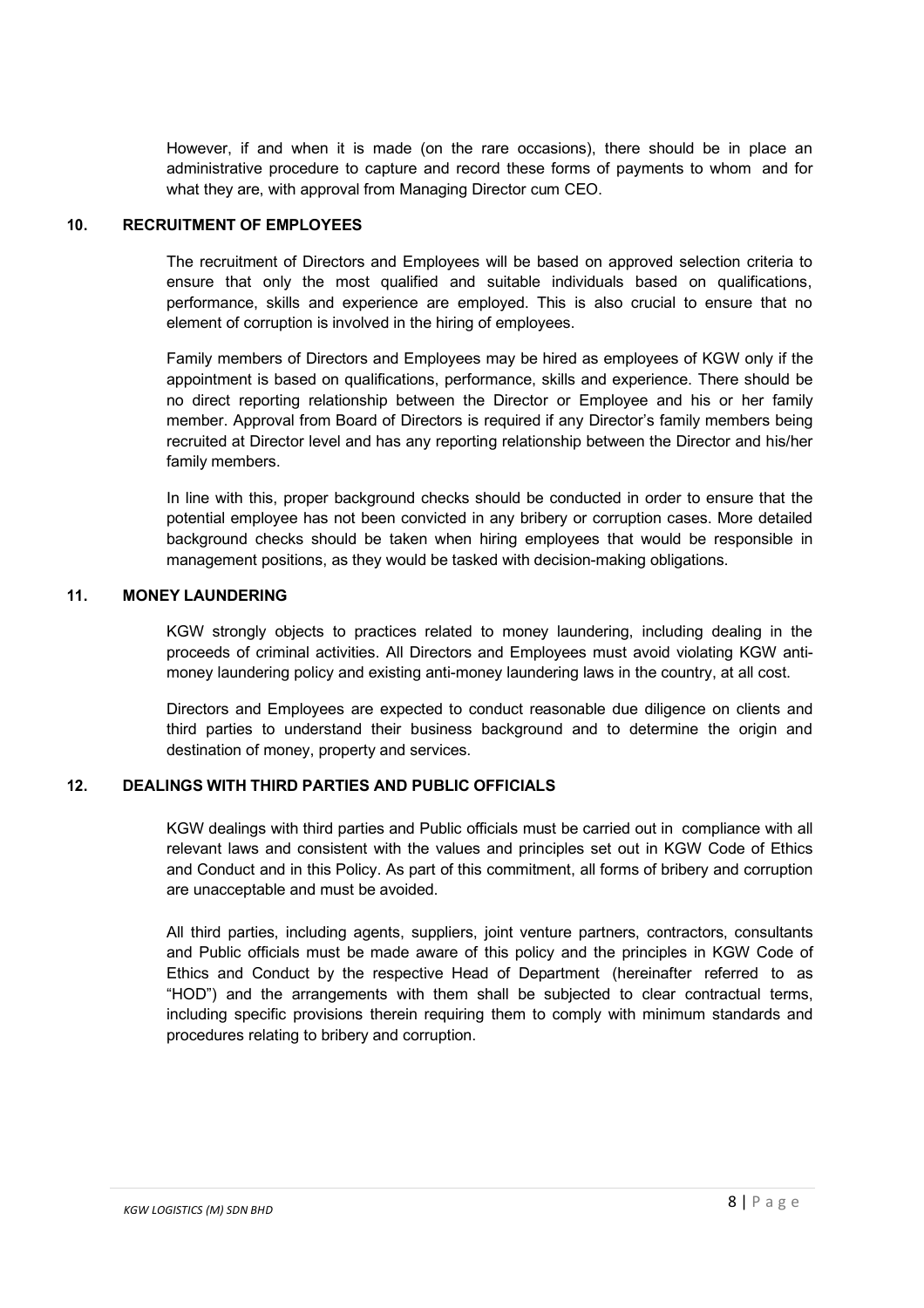However, if and when it is made (on the rare occasions), there should be in place an administrative procedure to capture and record these forms of payments to whom and for what they are, with approval from Managing Director cum CEO.

## 10. RECRUITMENT OF EMPLOYEES

The recruitment of Directors and Employees will be based on approved selection criteria to ensure that only the most qualified and suitable individuals based on qualifications, performance, skills and experience are employed. This is also crucial to ensure that no element of corruption is involved in the hiring of employees.

Family members of Directors and Employees may be hired as employees of KGW only if the appointment is based on qualifications, performance, skills and experience. There should be no direct reporting relationship between the Director or Employee and his or her family member. Approval from Board of Directors is required if any Director's family members being recruited at Director level and has any reporting relationship between the Director and his/her family members.

In line with this, proper background checks should be conducted in order to ensure that the potential employee has not been convicted in any bribery or corruption cases. More detailed background checks should be taken when hiring employees that would be responsible in management positions, as they would be tasked with decision-making obligations.

## 11. MONEY LAUNDERING

KGW strongly objects to practices related to money laundering, including dealing in the proceeds of criminal activities. All Directors and Employees must avoid violating KGW anti-money laundering policy and existing anti-money laundering laws in the country, at all cost.

Directors and Employees are expected to conduct reasonable due diligence on clients and third parties to understand their business background and to determine the origin and destination of money, property and services.

## 12. DEALINGS WITH THIRD PARTIES AND PUBLIC OFFICIALS

KGW dealings with third parties and Public officials must be carried out in compliance with all relevant laws and consistent with the values and principles set out in KGW Code of Ethics and Conduct and in this Policy. As part of this commitment, all forms of bribery and corruption are unacceptable and must be avoided.

All third parties, including agents, suppliers, joint venture partners, contractors, consultants and Public officials must be made aware of this policy and the principles in KGW Code of Ethics and Conduct by the respective Head of Department (hereinafter referred to as "HOD") and the arrangements with them shall be subjected to clear contractual terms, including specific provisions therein requiring them to comply with minimum standards and procedures relating to bribery and corruption.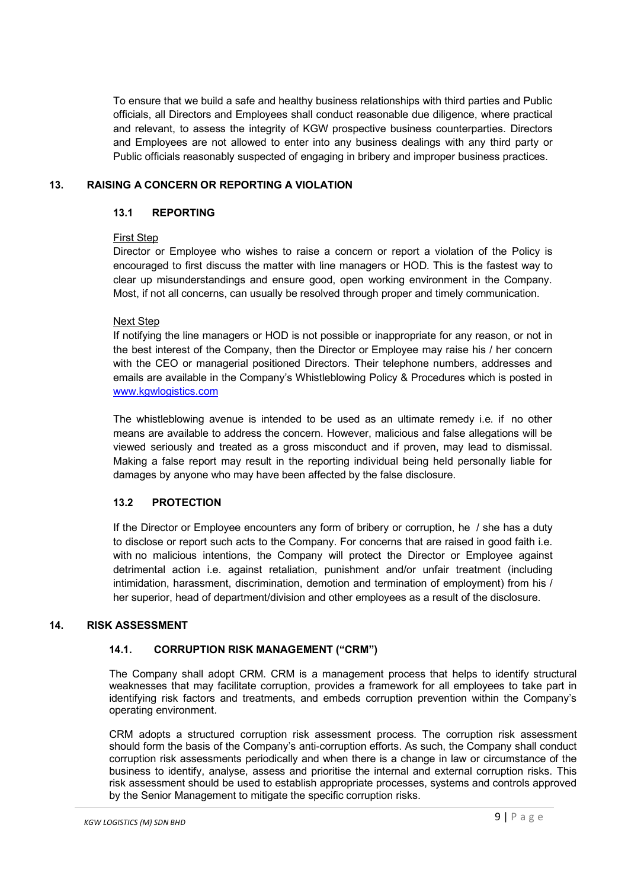To ensure that we build a safe and healthy business relationships with third parties and Public officials, all Directors and Employees shall conduct reasonable due diligence, where practical and relevant, to assess the integrity of KGW prospective business counterparties. Directors and Employees are not allowed to enter into any business dealings with any third party or Public officials reasonably suspected of engaging in bribery and improper business practices.

## 13. RAISING A CONCERN OR REPORTING A VIOLATION

### 13.1 REPORTING

First Step

Director or Employee who wishes to raise a concern or report a violation of the Policy is encouraged to first discuss the matter with line managers or HOD. This is the fastest way to clear up misunderstandings and ensure good, open working environment in the Company. Most, if not all concerns, can usually be resolved through proper and timely communication.

Next Step

If notifying the line managers or HOD is not possible or inappropriate for any reason, or not in the best interest of the Company, then the Director or Employee may raise his / her concern with the CEO or managerial positioned Directors. Their telephone numbers, addresses and emails are available in the Company's Whistleblowing Policy & Procedures which is posted in www.kgwlogistics.com

The whistleblowing avenue is intended to be used as an ultimate remedy i.e. if no other means are available to address the concern. However, malicious and false allegations will be viewed seriously and treated as a gross misconduct and if proven, may lead to dismissal. Making a false report may result in the reporting individual being held personally liable for damages by anyone who may have been affected by the false disclosure.

### 13.2 PROTECTION

If the Director or Employee encounters any form of bribery or corruption, he / she has a duty to disclose or report such acts to the Company. For concerns that are raised in good faith i.e. with no malicious intentions, the Company will protect the Director or Employee against detrimental action i.e. against retaliation, punishment and/or unfair treatment (including intimidation, harassment, discrimination, demotion and termination of employment) from his / her superior, head of department/division and other employees as a result of the disclosure.

## 14. RISK ASSESSMENT

### 14.1. CORRUPTION RISK MANAGEMENT ("CRM")

The Company shall adopt CRM. CRM is a management process that helps to identify structural weaknesses that may facilitate corruption, provides a framework for all employees to take part in identifying risk factors and treatments, and embeds corruption prevention within the Company's operating environment.

CRM adopts a structured corruption risk assessment process. The corruption risk assessment should form the basis of the Company's anti-corruption efforts. As such, the Company shall conduct corruption risk assessments periodically and when there is a change in law or circumstance of the business to identify, analyse, assess and prioritise the internal and external corruption risks. This risk assessment should be used to establish appropriate processes, systems and controls approved by the Senior Management to mitigate the specific corruption risks.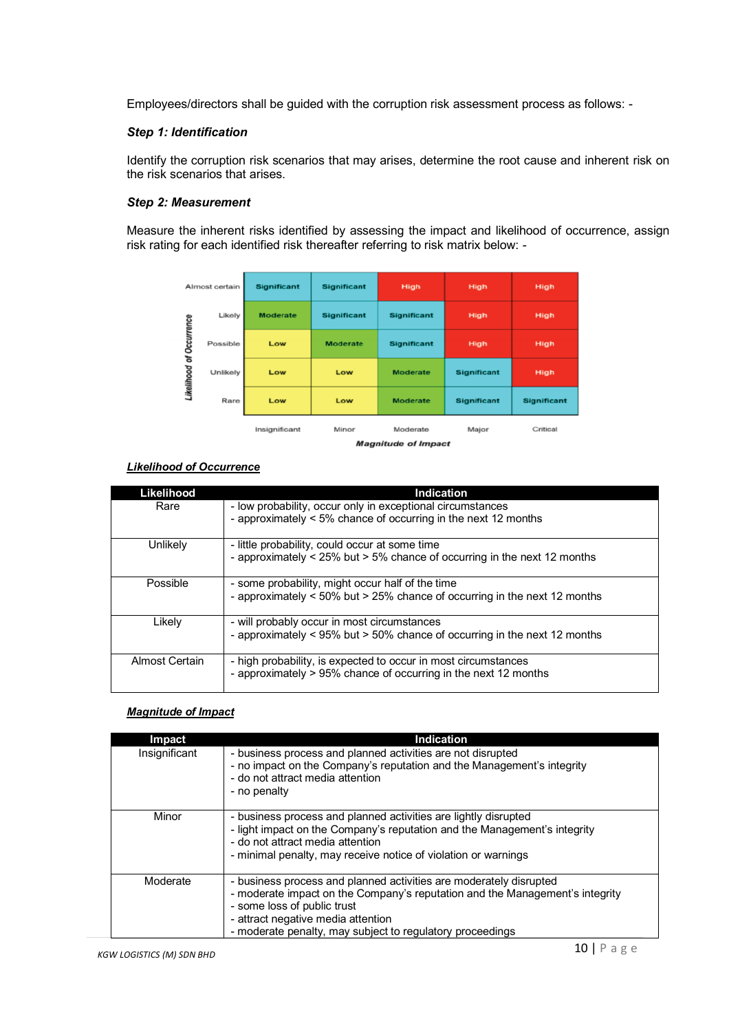Employees/directors shall be guided with the corruption risk assessment process as follows: -

***Step 1: Identification***

Identify the corruption risk scenarios that may arises, determine the root cause and inherent risk on the risk scenarios that arises.

***Step 2: Measurement***

Measure the inherent risks identified by assessing the impact and likelihood of occurrence, assign risk rating for each identified risk thereafter referring to risk matrix below: -

| Likelihood of Occurrence | Insignificant | Minor | Moderate | Major | Critical |
|---|---|---|---|---|---|
| Almost certain | Significant | Significant | High | High | High |
| Likely | Moderate | Significant | Significant | High | High |
| Possible | Low | Moderate | Significant | High | High |
| Unlikely | Low | Low | Moderate | Significant | High |
| Rare | Low | Low | Moderate | Significant | Significant |

***Magnitude of Impact***

***<u>Likelihood of Occurrence</u>***

| Likelihood | Indication |
|---|---|
| Rare | - low probability, occur only in exceptional circumstances<br>- approximately < 5% chance of occurring in the next 12 months |
| Unlikely | - little probability, could occur at some time<br>- approximately < 25% but > 5% chance of occurring in the next 12 months |
| Possible | - some probability, might occur half of the time<br>- approximately < 50% but > 25% chance of occurring in the next 12 months |
| Likely | - will probably occur in most circumstances<br>- approximately < 95% but > 50% chance of occurring in the next 12 months |
| Almost Certain | - high probability, is expected to occur in most circumstances<br>- approximately > 95% chance of occurring in the next 12 months |

***<u>Magnitude of Impact</u>***

| Impact | Indication |
|---|---|
| Insignificant | - business process and planned activities are not disrupted<br>- no impact on the Company's reputation and the Management's integrity<br>- do not attract media attention<br>- no penalty |
| Minor | - business process and planned activities are lightly disrupted<br>- light impact on the Company's reputation and the Management's integrity<br>- do not attract media attention<br>- minimal penalty, may receive notice of violation or warnings |
| Moderate | - business process and planned activities are moderately disrupted<br>- moderate impact on the Company's reputation and the Management's integrity<br>- some loss of public trust<br>- attract negative media attention<br>- moderate penalty, may subject to regulatory proceedings |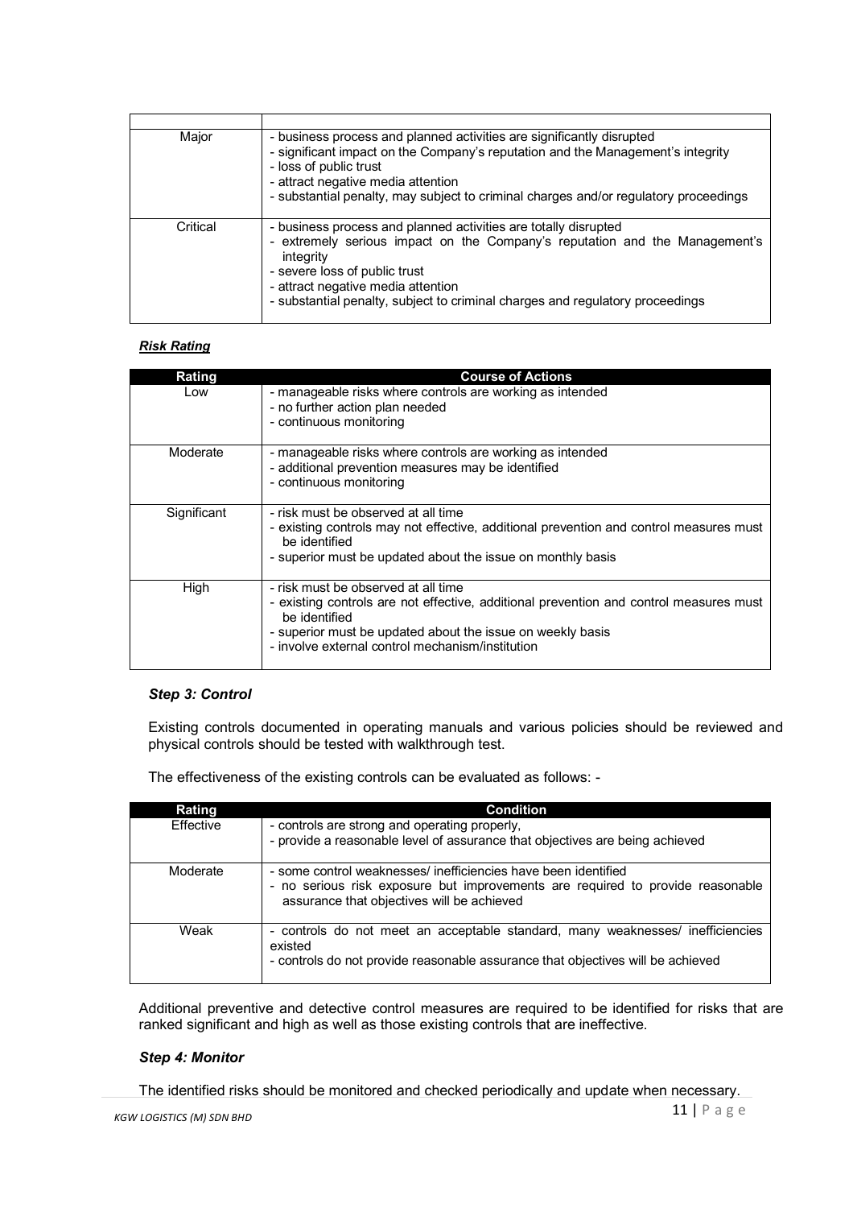| | |
|---|---|
| Major | - business process and planned activities are significantly disrupted<br>- significant impact on the Company's reputation and the Management's integrity<br>- loss of public trust<br>- attract negative media attention<br>- substantial penalty, may subject to criminal charges and/or regulatory proceedings |
| Critical | - business process and planned activities are totally disrupted<br>- extremely serious impact on the Company's reputation and the Management's integrity<br>- severe loss of public trust<br>- attract negative media attention<br>- substantial penalty, subject to criminal charges and regulatory proceedings |

***Risk Rating***

| Rating | Course of Actions |
|---|---|
| Low | - manageable risks where controls are working as intended<br>- no further action plan needed<br>- continuous monitoring |
| Moderate | - manageable risks where controls are working as intended<br>- additional prevention measures may be identified<br>- continuous monitoring |
| Significant | - risk must be observed at all time<br>- existing controls may not effective, additional prevention and control measures must be identified<br>- superior must be updated about the issue on monthly basis |
| High | - risk must be observed at all time<br>- existing controls are not effective, additional prevention and control measures must be identified<br>- superior must be updated about the issue on weekly basis<br>- involve external control mechanism/institution |

### *Step 3: Control*

Existing controls documented in operating manuals and various policies should be reviewed and physical controls should be tested with walkthrough test.

The effectiveness of the existing controls can be evaluated as follows: -

| Rating | Condition |
|---|---|
| Effective | - controls are strong and operating properly,<br>- provide a reasonable level of assurance that objectives are being achieved |
| Moderate | - some control weaknesses/ inefficiencies have been identified<br>- no serious risk exposure but improvements are required to provide reasonable assurance that objectives will be achieved |
| Weak | - controls do not meet an acceptable standard, many weaknesses/ inefficiencies existed<br>- controls do not provide reasonable assurance that objectives will be achieved |

Additional preventive and detective control measures are required to be identified for risks that are ranked significant and high as well as those existing controls that are ineffective.

### *Step 4: Monitor*

The identified risks should be monitored and checked periodically and update when necessary.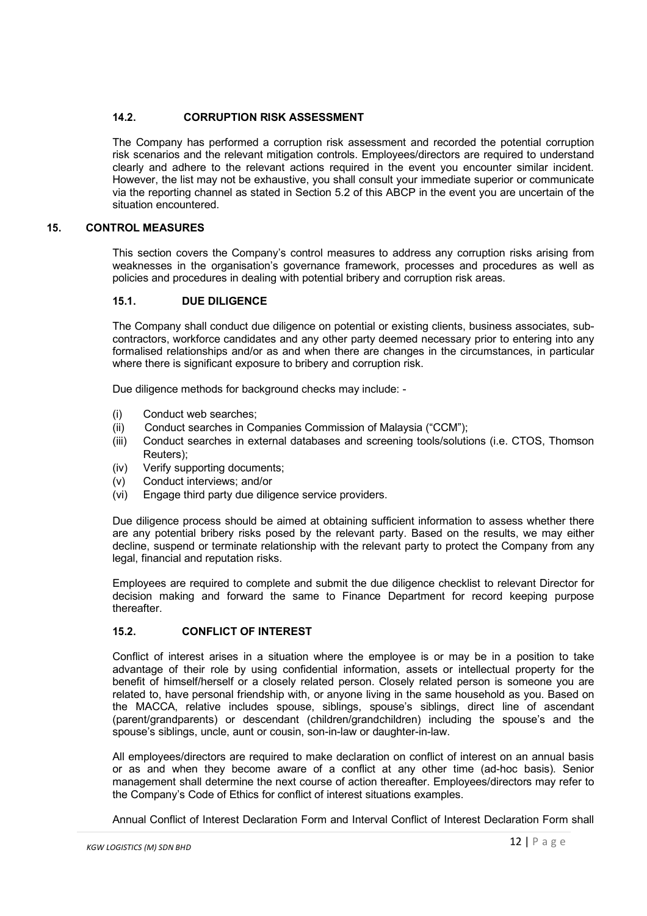### 14.2. CORRUPTION RISK ASSESSMENT

The Company has performed a corruption risk assessment and recorded the potential corruption risk scenarios and the relevant mitigation controls. Employees/directors are required to understand clearly and adhere to the relevant actions required in the event you encounter similar incident. However, the list may not be exhaustive, you shall consult your immediate superior or communicate via the reporting channel as stated in Section 5.2 of this ABCP in the event you are uncertain of the situation encountered.

## 15. CONTROL MEASURES

This section covers the Company's control measures to address any corruption risks arising from weaknesses in the organisation's governance framework, processes and procedures as well as policies and procedures in dealing with potential bribery and corruption risk areas.

### 15.1. DUE DILIGENCE

The Company shall conduct due diligence on potential or existing clients, business associates, sub-contractors, workforce candidates and any other party deemed necessary prior to entering into any formalised relationships and/or as and when there are changes in the circumstances, in particular where there is significant exposure to bribery and corruption risk.

Due diligence methods for background checks may include: -

(i) Conduct web searches;
(ii) Conduct searches in Companies Commission of Malaysia ("CCM");
(iii) Conduct searches in external databases and screening tools/solutions (i.e. CTOS, Thomson Reuters);
(iv) Verify supporting documents;
(v) Conduct interviews; and/or
(vi) Engage third party due diligence service providers.

Due diligence process should be aimed at obtaining sufficient information to assess whether there are any potential bribery risks posed by the relevant party. Based on the results, we may either decline, suspend or terminate relationship with the relevant party to protect the Company from any legal, financial and reputation risks.

Employees are required to complete and submit the due diligence checklist to relevant Director for decision making and forward the same to Finance Department for record keeping purpose thereafter.

### 15.2. CONFLICT OF INTEREST

Conflict of interest arises in a situation where the employee is or may be in a position to take advantage of their role by using confidential information, assets or intellectual property for the benefit of himself/herself or a closely related person. Closely related person is someone you are related to, have personal friendship with, or anyone living in the same household as you. Based on the MACCA, relative includes spouse, siblings, spouse's siblings, direct line of ascendant (parent/grandparents) or descendant (children/grandchildren) including the spouse's and the spouse's siblings, uncle, aunt or cousin, son-in-law or daughter-in-law.

All employees/directors are required to make declaration on conflict of interest on an annual basis or as and when they become aware of a conflict at any other time (ad-hoc basis). Senior management shall determine the next course of action thereafter. Employees/directors may refer to the Company's Code of Ethics for conflict of interest situations examples.

Annual Conflict of Interest Declaration Form and Interval Conflict of Interest Declaration Form shall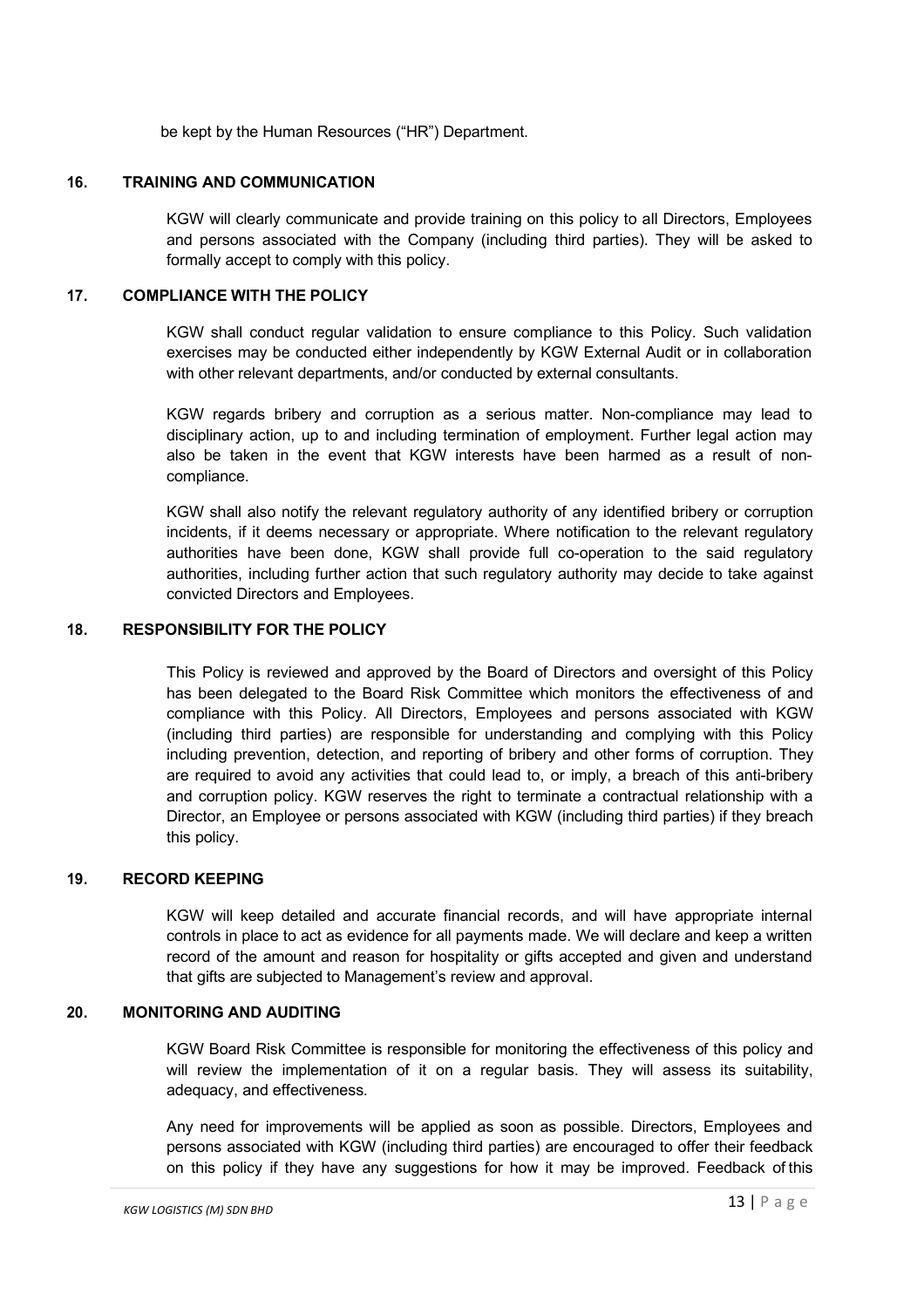be kept by the Human Resources ("HR") Department.

## 16. TRAINING AND COMMUNICATION

KGW will clearly communicate and provide training on this policy to all Directors, Employees and persons associated with the Company (including third parties). They will be asked to formally accept to comply with this policy.

## 17. COMPLIANCE WITH THE POLICY

KGW shall conduct regular validation to ensure compliance to this Policy. Such validation exercises may be conducted either independently by KGW External Audit or in collaboration with other relevant departments, and/or conducted by external consultants.

KGW regards bribery and corruption as a serious matter. Non-compliance may lead to disciplinary action, up to and including termination of employment. Further legal action may also be taken in the event that KGW interests have been harmed as a result of non-compliance.

KGW shall also notify the relevant regulatory authority of any identified bribery or corruption incidents, if it deems necessary or appropriate. Where notification to the relevant regulatory authorities have been done, KGW shall provide full co-operation to the said regulatory authorities, including further action that such regulatory authority may decide to take against convicted Directors and Employees.

## 18. RESPONSIBILITY FOR THE POLICY

This Policy is reviewed and approved by the Board of Directors and oversight of this Policy has been delegated to the Board Risk Committee which monitors the effectiveness of and compliance with this Policy. All Directors, Employees and persons associated with KGW (including third parties) are responsible for understanding and complying with this Policy including prevention, detection, and reporting of bribery and other forms of corruption. They are required to avoid any activities that could lead to, or imply, a breach of this anti-bribery and corruption policy. KGW reserves the right to terminate a contractual relationship with a Director, an Employee or persons associated with KGW (including third parties) if they breach this policy.

## 19. RECORD KEEPING

KGW will keep detailed and accurate financial records, and will have appropriate internal controls in place to act as evidence for all payments made. We will declare and keep a written record of the amount and reason for hospitality or gifts accepted and given and understand that gifts are subjected to Management's review and approval.

## 20. MONITORING AND AUDITING

KGW Board Risk Committee is responsible for monitoring the effectiveness of this policy and will review the implementation of it on a regular basis. They will assess its suitability, adequacy, and effectiveness.

Any need for improvements will be applied as soon as possible. Directors, Employees and persons associated with KGW (including third parties) are encouraged to offer their feedback on this policy if they have any suggestions for how it may be improved. Feedback of this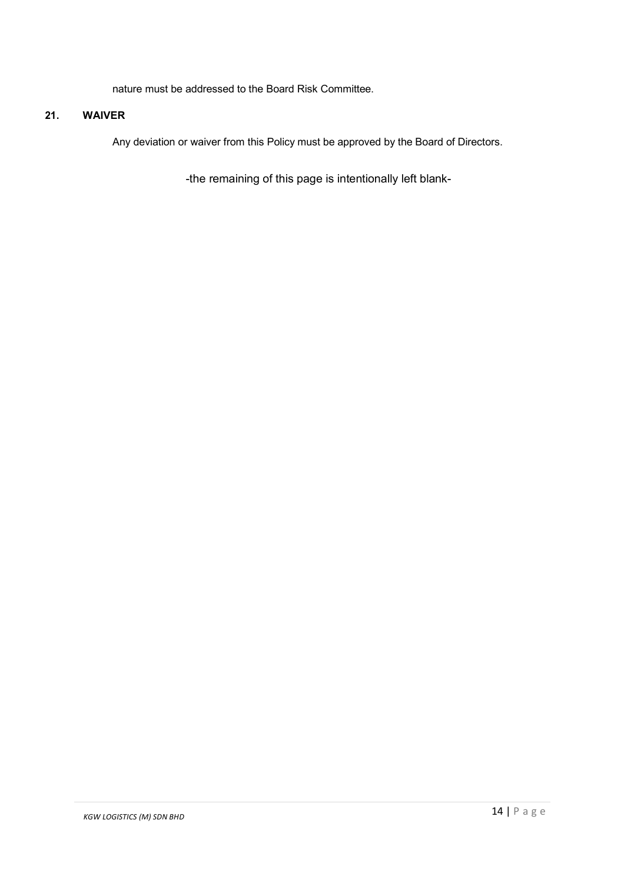nature must be addressed to the Board Risk Committee.

## 21. WAIVER

Any deviation or waiver from this Policy must be approved by the Board of Directors.

-the remaining of this page is intentionally left blank-